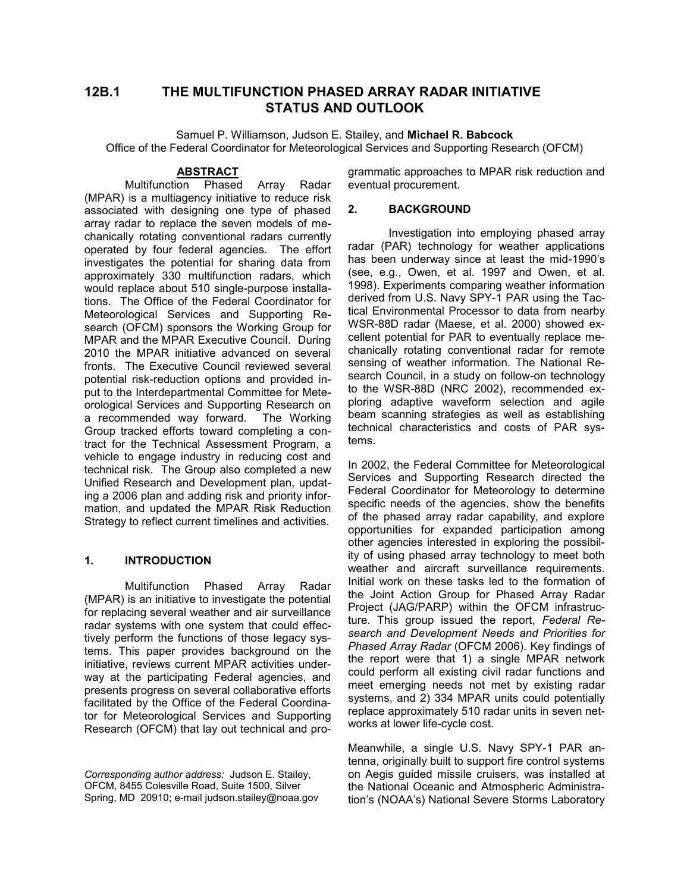# 12B.1 THE MULTIFUNCTION PHASED ARRAY RADAR INITIATIVE STATUS AND OUTLOOK

Samuel P. Williamson, Judson E. Stailey, and **Michael R. Babcock**
Office of the Federal Coordinator for Meteorological Services and Supporting Research (OFCM)

## ABSTRACT

Multifunction Phased Array Radar (MPAR) is a multiagency initiative to reduce risk associated with designing one type of phased array radar to replace the seven models of mechanically rotating conventional radars currently operated by four federal agencies. The effort investigates the potential for sharing data from approximately 330 multifunction radars, which would replace about 510 single-purpose installations. The Office of the Federal Coordinator for Meteorological Services and Supporting Research (OFCM) sponsors the Working Group for MPAR and the MPAR Executive Council. During 2010 the MPAR initiative advanced on several fronts. The Executive Council reviewed several potential risk-reduction options and provided input to the Interdepartmental Committee for Meteorological Services and Supporting Research on a recommended way forward. The Working Group tracked efforts toward completing a contract for the Technical Assessment Program, a vehicle to engage industry in reducing cost and technical risk. The Group also completed a new Unified Research and Development plan, updating a 2006 plan and adding risk and priority information, and updated the MPAR Risk Reduction Strategy to reflect current timelines and activities.

## 1. INTRODUCTION

Multifunction Phased Array Radar (MPAR) is an initiative to investigate the potential for replacing several weather and air surveillance radar systems with one system that could effectively perform the functions of those legacy systems. This paper provides background on the initiative, reviews current MPAR activities underway at the participating Federal agencies, and presents progress on several collaborative efforts facilitated by the Office of the Federal Coordinator for Meteorological Services and Supporting Research (OFCM) that lay out technical and programmatic approaches to MPAR risk reduction and eventual procurement.

*Corresponding author address:* Judson E. Stailey, OFCM, 8455 Colesville Road, Suite 1500, Silver Spring, MD 20910; e-mail judson.stailey@noaa.gov

## 2. BACKGROUND

Investigation into employing phased array radar (PAR) technology for weather applications has been underway since at least the mid-1990's (see, e.g., Owen, et al. 1997 and Owen, et al. 1998). Experiments comparing weather information derived from U.S. Navy SPY-1 PAR using the Tactical Environmental Processor to data from nearby WSR-88D radar (Maese, et al. 2000) showed excellent potential for PAR to eventually replace mechanically rotating conventional radar for remote sensing of weather information. The National Research Council, in a study on follow-on technology to the WSR-88D (NRC 2002), recommended exploring adaptive waveform selection and agile beam scanning strategies as well as establishing technical characteristics and costs of PAR systems.

In 2002, the Federal Committee for Meteorological Services and Supporting Research directed the Federal Coordinator for Meteorology to determine specific needs of the agencies, show the benefits of the phased array radar capability, and explore opportunities for expanded participation among other agencies interested in exploring the possibility of using phased array technology to meet both weather and aircraft surveillance requirements. Initial work on these tasks led to the formation of the Joint Action Group for Phased Array Radar Project (JAG/PARP) within the OFCM infrastructure. This group issued the report, *Federal Research and Development Needs and Priorities for Phased Array Radar* (OFCM 2006). Key findings of the report were that 1) a single MPAR network could perform all existing civil radar functions and meet emerging needs not met by existing radar systems, and 2) 334 MPAR units could potentially replace approximately 510 radar units in seven networks at lower life-cycle cost.

Meanwhile, a single U.S. Navy SPY-1 PAR antenna, originally built to support fire control systems on Aegis guided missile cruisers, was installed at the National Oceanic and Atmospheric Administration's (NOAA's) National Severe Storms Laboratory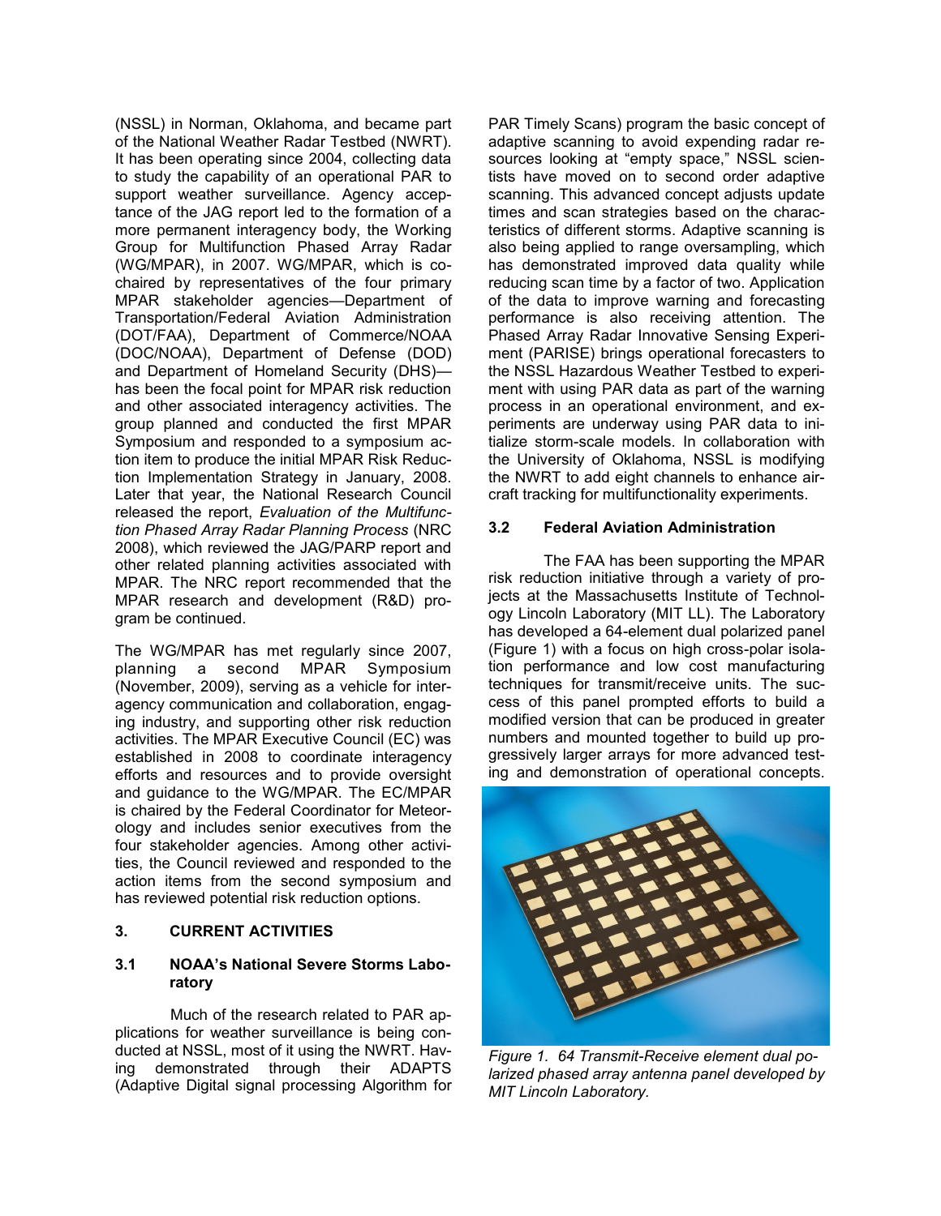(NSSL) in Norman, Oklahoma, and became part of the National Weather Radar Testbed (NWRT). It has been operating since 2004, collecting data to study the capability of an operational PAR to support weather surveillance. Agency acceptance of the JAG report led to the formation of a more permanent interagency body, the Working Group for Multifunction Phased Array Radar (WG/MPAR), in 2007. WG/MPAR, which is co-chaired by representatives of the four primary MPAR stakeholder agencies—Department of Transportation/Federal Aviation Administration (DOT/FAA), Department of Commerce/NOAA (DOC/NOAA), Department of Defense (DOD) and Department of Homeland Security (DHS)—has been the focal point for MPAR risk reduction and other associated interagency activities. The group planned and conducted the first MPAR Symposium and responded to a symposium action item to produce the initial MPAR Risk Reduction Implementation Strategy in January, 2008. Later that year, the National Research Council released the report, *Evaluation of the Multifunction Phased Array Radar Planning Process* (NRC 2008), which reviewed the JAG/PARP report and other related planning activities associated with MPAR. The NRC report recommended that the MPAR research and development (R&D) program be continued.

The WG/MPAR has met regularly since 2007, planning a second MPAR Symposium (November, 2009), serving as a vehicle for interagency communication and collaboration, engaging industry, and supporting other risk reduction activities. The MPAR Executive Council (EC) was established in 2008 to coordinate interagency efforts and resources and to provide oversight and guidance to the WG/MPAR. The EC/MPAR is chaired by the Federal Coordinator for Meteorology and includes senior executives from the four stakeholder agencies. Among other activities, the Council reviewed and responded to the action items from the second symposium and has reviewed potential risk reduction options.

## 3. CURRENT ACTIVITIES

### 3.1 NOAA's National Severe Storms Laboratory

Much of the research related to PAR applications for weather surveillance is being conducted at NSSL, most of it using the NWRT. Having demonstrated through their ADAPTS (Adaptive Digital signal processing Algorithm for PAR Timely Scans) program the basic concept of adaptive scanning to avoid expending radar resources looking at "empty space," NSSL scientists have moved on to second order adaptive scanning. This advanced concept adjusts update times and scan strategies based on the characteristics of different storms. Adaptive scanning is also being applied to range oversampling, which has demonstrated improved data quality while reducing scan time by a factor of two. Application of the data to improve warning and forecasting performance is also receiving attention. The Phased Array Radar Innovative Sensing Experiment (PARISE) brings operational forecasters to the NSSL Hazardous Weather Testbed to experiment with using PAR data as part of the warning process in an operational environment, and experiments are underway using PAR data to initialize storm-scale models. In collaboration with the University of Oklahoma, NSSL is modifying the NWRT to add eight channels to enhance aircraft tracking for multifunctionality experiments.

### 3.2 Federal Aviation Administration

The FAA has been supporting the MPAR risk reduction initiative through a variety of projects at the Massachusetts Institute of Technology Lincoln Laboratory (MIT LL). The Laboratory has developed a 64-element dual polarized panel (Figure 1) with a focus on high cross-polar isolation performance and low cost manufacturing techniques for transmit/receive units. The success of this panel prompted efforts to build a modified version that can be produced in greater numbers and mounted together to build up progressively larger arrays for more advanced testing and demonstration of operational concepts.

*Figure 1. 64 Transmit-Receive element dual polarized phased array antenna panel developed by MIT Lincoln Laboratory.*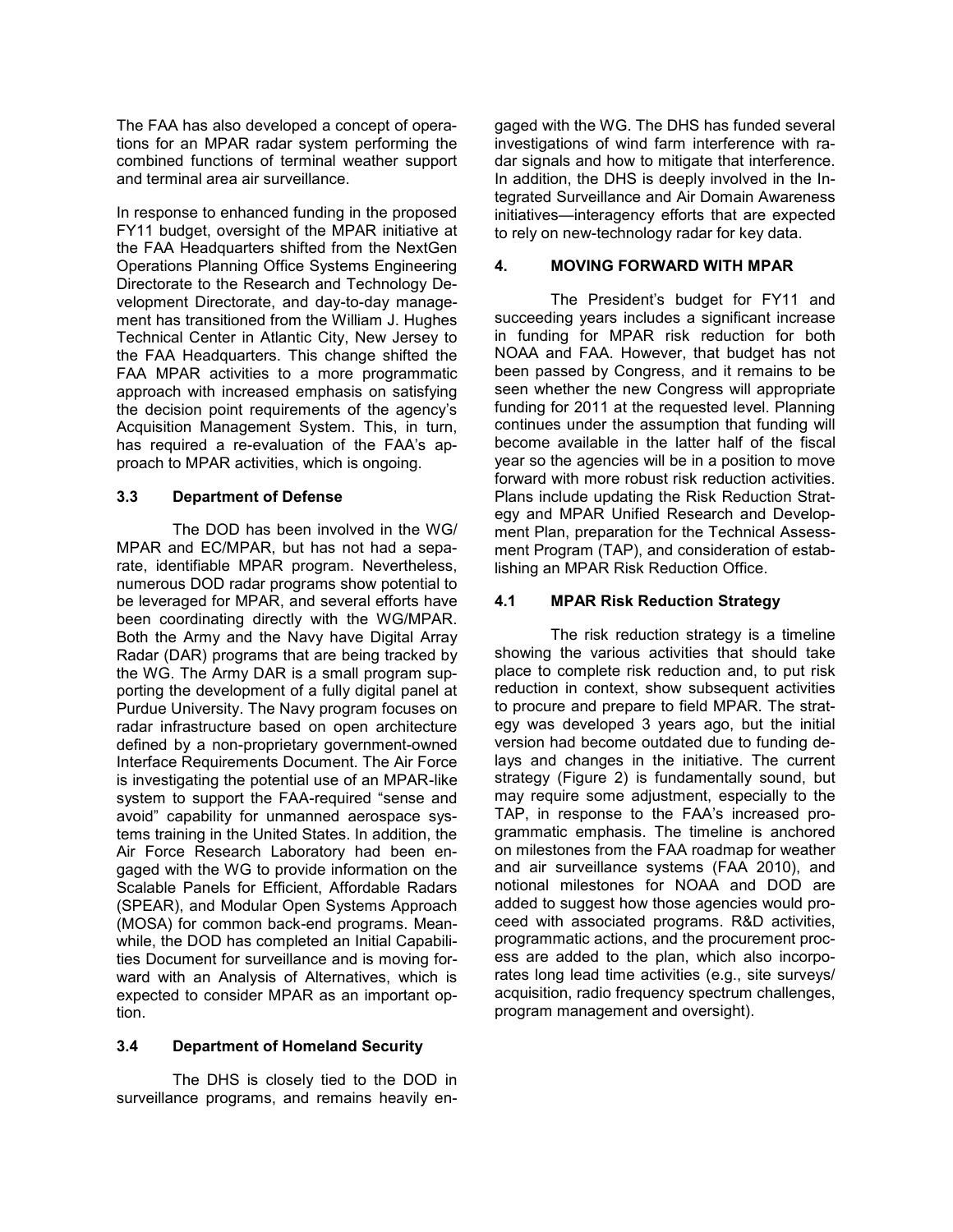The FAA has also developed a concept of operations for an MPAR radar system performing the combined functions of terminal weather support and terminal area air surveillance.

In response to enhanced funding in the proposed FY11 budget, oversight of the MPAR initiative at the FAA Headquarters shifted from the NextGen Operations Planning Office Systems Engineering Directorate to the Research and Technology Development Directorate, and day-to-day management has transitioned from the William J. Hughes Technical Center in Atlantic City, New Jersey to the FAA Headquarters. This change shifted the FAA MPAR activities to a more programmatic approach with increased emphasis on satisfying the decision point requirements of the agency's Acquisition Management System. This, in turn, has required a re-evaluation of the FAA's approach to MPAR activities, which is ongoing.

### 3.3 Department of Defense

The DOD has been involved in the WG/MPAR and EC/MPAR, but has not had a separate, identifiable MPAR program. Nevertheless, numerous DOD radar programs show potential to be leveraged for MPAR, and several efforts have been coordinating directly with the WG/MPAR. Both the Army and the Navy have Digital Array Radar (DAR) programs that are being tracked by the WG. The Army DAR is a small program supporting the development of a fully digital panel at Purdue University. The Navy program focuses on radar infrastructure based on open architecture defined by a non-proprietary government-owned Interface Requirements Document. The Air Force is investigating the potential use of an MPAR-like system to support the FAA-required "sense and avoid" capability for unmanned aerospace systems training in the United States. In addition, the Air Force Research Laboratory had been engaged with the WG to provide information on the Scalable Panels for Efficient, Affordable Radars (SPEAR), and Modular Open Systems Approach (MOSA) for common back-end programs. Meanwhile, the DOD has completed an Initial Capabilities Document for surveillance and is moving forward with an Analysis of Alternatives, which is expected to consider MPAR as an important option.

### 3.4 Department of Homeland Security

The DHS is closely tied to the DOD in surveillance programs, and remains heavily engaged with the WG. The DHS has funded several investigations of wind farm interference with radar signals and how to mitigate that interference. In addition, the DHS is deeply involved in the Integrated Surveillance and Air Domain Awareness initiatives—interagency efforts that are expected to rely on new-technology radar for key data.

## 4. MOVING FORWARD WITH MPAR

The President's budget for FY11 and succeeding years includes a significant increase in funding for MPAR risk reduction for both NOAA and FAA. However, that budget has not been passed by Congress, and it remains to be seen whether the new Congress will appropriate funding for 2011 at the requested level. Planning continues under the assumption that funding will become available in the latter half of the fiscal year so the agencies will be in a position to move forward with more robust risk reduction activities. Plans include updating the Risk Reduction Strategy and MPAR Unified Research and Development Plan, preparation for the Technical Assessment Program (TAP), and consideration of establishing an MPAR Risk Reduction Office.

### 4.1 MPAR Risk Reduction Strategy

The risk reduction strategy is a timeline showing the various activities that should take place to complete risk reduction and, to put risk reduction in context, show subsequent activities to procure and prepare to field MPAR. The strategy was developed 3 years ago, but the initial version had become outdated due to funding delays and changes in the initiative. The current strategy (Figure 2) is fundamentally sound, but may require some adjustment, especially to the TAP, in response to the FAA's increased programmatic emphasis. The timeline is anchored on milestones from the FAA roadmap for weather and air surveillance systems (FAA 2010), and notional milestones for NOAA and DOD are added to suggest how those agencies would proceed with associated programs. R&D activities, programmatic actions, and the procurement process are added to the plan, which also incorporates long lead time activities (e.g., site surveys/acquisition, radio frequency spectrum challenges, program management and oversight).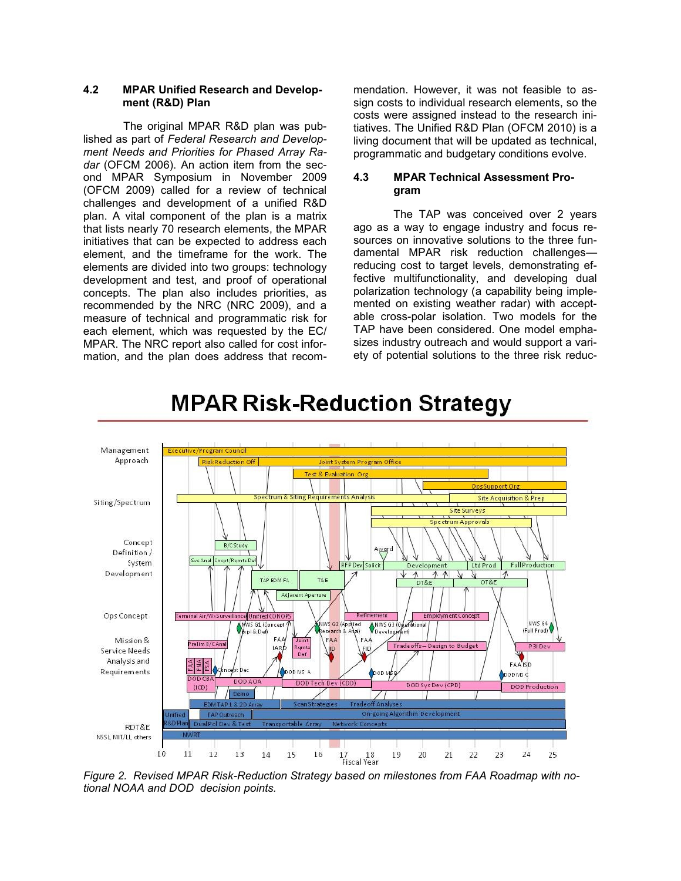### 4.2 MPAR Unified Research and Development (R&D) Plan

The original MPAR R&D plan was published as part of *Federal Research and Development Needs and Priorities for Phased Array Radar* (OFCM 2006). An action item from the second MPAR Symposium in November 2009 (OFCM 2009) called for a review of technical challenges and development of a unified R&D plan. A vital component of the plan is a matrix that lists nearly 70 research elements, the MPAR initiatives that can be expected to address each element, and the timeframe for the work. The elements are divided into two groups: technology development and test, and proof of operational concepts. The plan also includes priorities, as recommended by the NRC (NRC 2009), and a measure of technical and programmatic risk for each element, which was requested by the EC/MPAR. The NRC report also called for cost information, and the plan does address that recommendation. However, it was not feasible to assign costs to individual research elements, so the costs were assigned instead to the research initiatives. The Unified R&D Plan (OFCM 2010) is a living document that will be updated as technical, programmatic and budgetary conditions evolve.

### 4.3 MPAR Technical Assessment Program

The TAP was conceived over 2 years ago as a way to engage industry and focus resources on innovative solutions to the three fundamental MPAR risk reduction challenges—reducing cost to target levels, demonstrating effective multifunctionality, and developing dual polarization technology (a capability being implemented on existing weather radar) with acceptable cross-polar isolation. Two models for the TAP have been considered. One model emphasizes industry outreach and would support a variety of potential solutions to the three risk reduc-

## MPAR Risk-Reduction Strategy

*Figure 2. Revised MPAR Risk-Reduction Strategy based on milestones from FAA Roadmap with notional NOAA and DOD decision points.*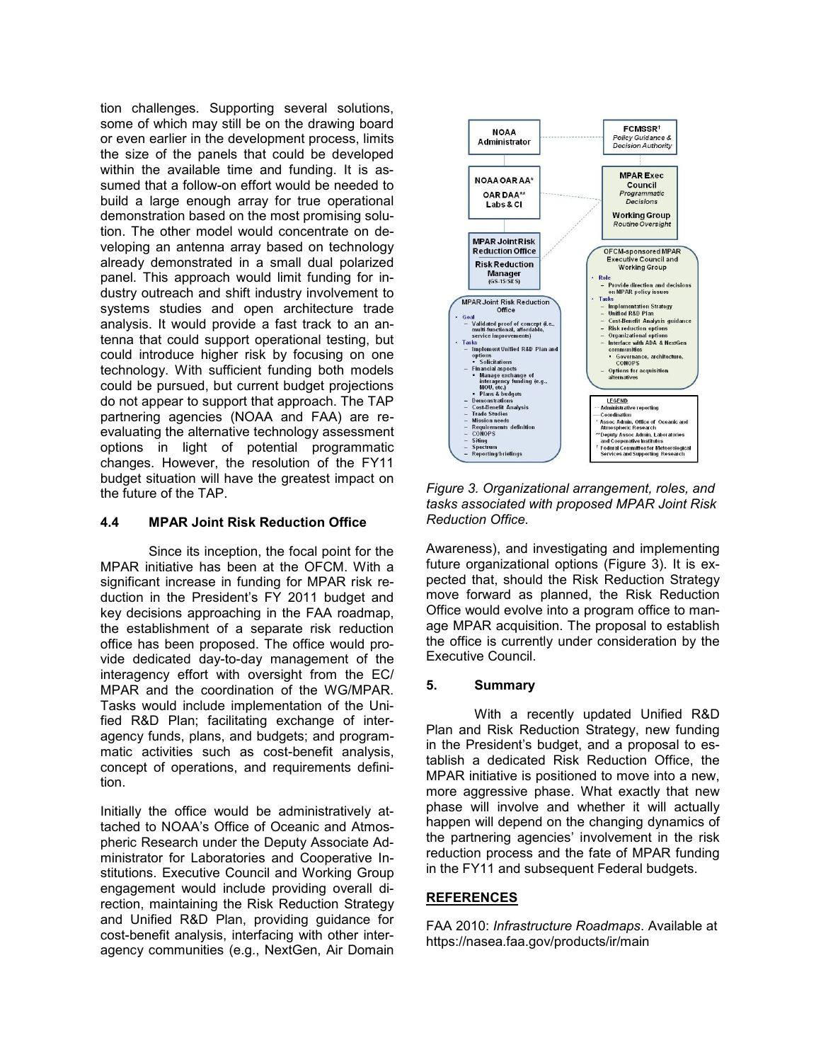tion challenges. Supporting several solutions, some of which may still be on the drawing board or even earlier in the development process, limits the size of the panels that could be developed within the available time and funding. It is assumed that a follow-on effort would be needed to build a large enough array for true operational demonstration based on the most promising solution. The other model would concentrate on developing an antenna array based on technology already demonstrated in a small dual polarized panel. This approach would limit funding for industry outreach and shift industry involvement to systems studies and open architecture trade analysis. It would provide a fast track to an antenna that could support operational testing, but could introduce higher risk by focusing on one technology. With sufficient funding both models could be pursued, but current budget projections do not appear to support that approach. The TAP partnering agencies (NOAA and FAA) are re-evaluating the alternative technology assessment options in light of potential programmatic changes. However, the resolution of the FY11 budget situation will have the greatest impact on the future of the TAP.

### 4.4 MPAR Joint Risk Reduction Office

Since its inception, the focal point for the MPAR initiative has been at the OFCM. With a significant increase in funding for MPAR risk reduction in the President's FY 2011 budget and key decisions approaching in the FAA roadmap, the establishment of a separate risk reduction office has been proposed. The office would provide dedicated day-to-day management of the interagency effort with oversight from the EC/MPAR and the coordination of the WG/MPAR. Tasks would include implementation of the Unified R&D Plan; facilitating exchange of interagency funds, plans, and budgets; and programmatic activities such as cost-benefit analysis, concept of operations, and requirements definition.

Initially the office would be administratively attached to NOAA's Office of Oceanic and Atmospheric Research under the Deputy Associate Administrator for Laboratories and Cooperative Institutions. Executive Council and Working Group engagement would include providing overall direction, maintaining the Risk Reduction Strategy and Unified R&D Plan, providing guidance for cost-benefit analysis, interfacing with other interagency communities (e.g., NextGen, Air Domain Awareness), and investigating and implementing future organizational options (Figure 3). It is expected that, should the Risk Reduction Strategy move forward as planned, the Risk Reduction Office would evolve into a program office to manage MPAR acquisition. The proposal to establish the office is currently under consideration by the Executive Council.

*Figure 3. Organizational arrangement, roles, and tasks associated with proposed MPAR Joint Risk Reduction Office.*

## 5. Summary

With a recently updated Unified R&D Plan and Risk Reduction Strategy, new funding in the President's budget, and a proposal to establish a dedicated Risk Reduction Office, the MPAR initiative is positioned to move into a new, more aggressive phase. What exactly that new phase will involve and whether it will actually happen will depend on the changing dynamics of the partnering agencies' involvement in the risk reduction process and the fate of MPAR funding in the FY11 and subsequent Federal budgets.

## REFERENCES

FAA 2010: *Infrastructure Roadmaps*. Available at https://nasea.faa.gov/products/ir/main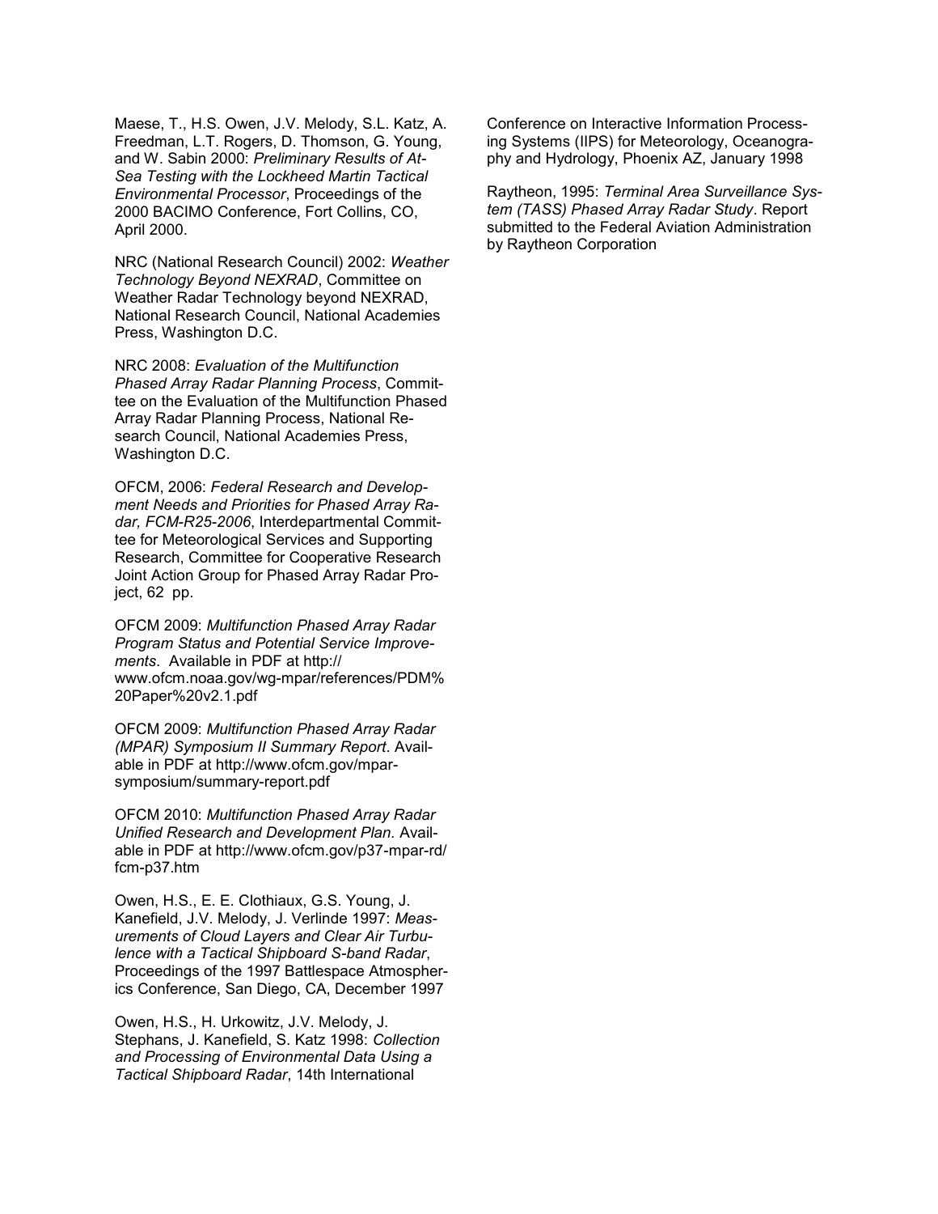Maese, T., H.S. Owen, J.V. Melody, S.L. Katz, A. Freedman, L.T. Rogers, D. Thomson, G. Young, and W. Sabin 2000: *Preliminary Results of At-Sea Testing with the Lockheed Martin Tactical Environmental Processor*, Proceedings of the 2000 BACIMO Conference, Fort Collins, CO, April 2000.

NRC (National Research Council) 2002: *Weather Technology Beyond NEXRAD*, Committee on Weather Radar Technology beyond NEXRAD, National Research Council, National Academies Press, Washington D.C.

NRC 2008: *Evaluation of the Multifunction Phased Array Radar Planning Process*, Committee on the Evaluation of the Multifunction Phased Array Radar Planning Process, National Research Council, National Academies Press, Washington D.C.

OFCM, 2006: *Federal Research and Development Needs and Priorities for Phased Array Radar, FCM-R25-2006*, Interdepartmental Committee for Meteorological Services and Supporting Research, Committee for Cooperative Research Joint Action Group for Phased Array Radar Project, 62 pp.

OFCM 2009: *Multifunction Phased Array Radar Program Status and Potential Service Improvements*. Available in PDF at http://www.ofcm.noaa.gov/wg-mpar/references/PDM%20Paper%20v2.1.pdf

OFCM 2009: *Multifunction Phased Array Radar (MPAR) Symposium II Summary Report*. Available in PDF at http://www.ofcm.gov/mpar-symposium/summary-report.pdf

OFCM 2010: *Multifunction Phased Array Radar Unified Research and Development Plan.* Available in PDF at http://www.ofcm.gov/p37-mpar-rd/fcm-p37.htm

Owen, H.S., E. E. Clothiaux, G.S. Young, J. Kanefield, J.V. Melody, J. Verlinde 1997: *Measurements of Cloud Layers and Clear Air Turbulence with a Tactical Shipboard S-band Radar*, Proceedings of the 1997 Battlespace Atmospherics Conference, San Diego, CA, December 1997

Owen, H.S., H. Urkowitz, J.V. Melody, J. Stephans, J. Kanefield, S. Katz 1998: *Collection and Processing of Environmental Data Using a Tactical Shipboard Radar*, 14th International Conference on Interactive Information Processing Systems (IIPS) for Meteorology, Oceanography and Hydrology, Phoenix AZ, January 1998

Raytheon, 1995: *Terminal Area Surveillance System (TASS) Phased Array Radar Study*. Report submitted to the Federal Aviation Administration by Raytheon Corporation